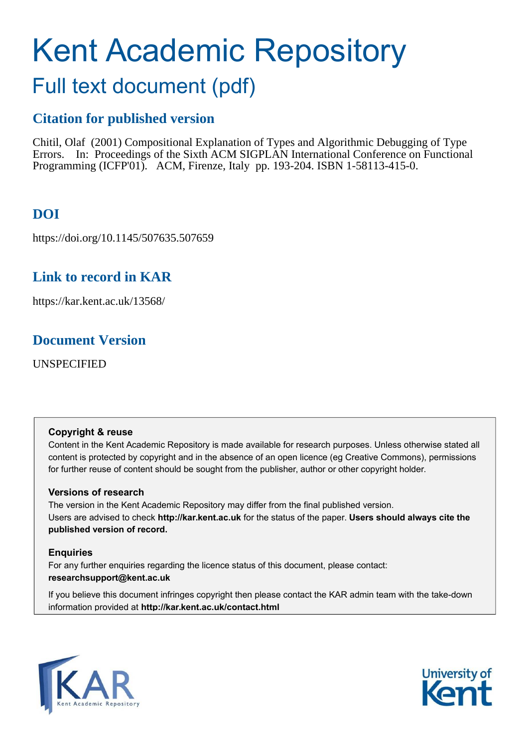# Kent Academic Repository

## Full text document (pdf)

### Citation for published version

Chitil, Olaf (2001) Compositional Explanation of Types and Algorithmic Debugging of Type Errors. In: Proceedings of the Sixth ACM SIGPLAN International Conference on Functional Programming (ICFP'01). ACM, Firenze, Italy pp. 193-204. ISBN 1-58113-415-0.

### DOI

https://doi.org/10.1145/507635.507659

### Link to record in KAR

https://kar.kent.ac.uk/13568/

### Document Version

UNSPECIFIED

**Copyright & reuse**

Content in the Kent Academic Repository is made available for research purposes. Unless otherwise stated all content is protected by copyright and in the absence of an open licence (eg Creative Commons), permissions for further reuse of content should be sought from the publisher, author or other copyright holder.

**Versions of research**

The version in the Kent Academic Repository may differ from the final published version. Users are advised to check **http://kar.kent.ac.uk** for the status of the paper. **Users should always cite the published version of record.**

**Enquiries**

For any further enquiries regarding the licence status of this document, please contact: **researchsupport@kent.ac.uk**

If you believe this document infringes copyright then please contact the KAR admin team with the take-down information provided at **http://kar.kent.ac.uk/contact.html**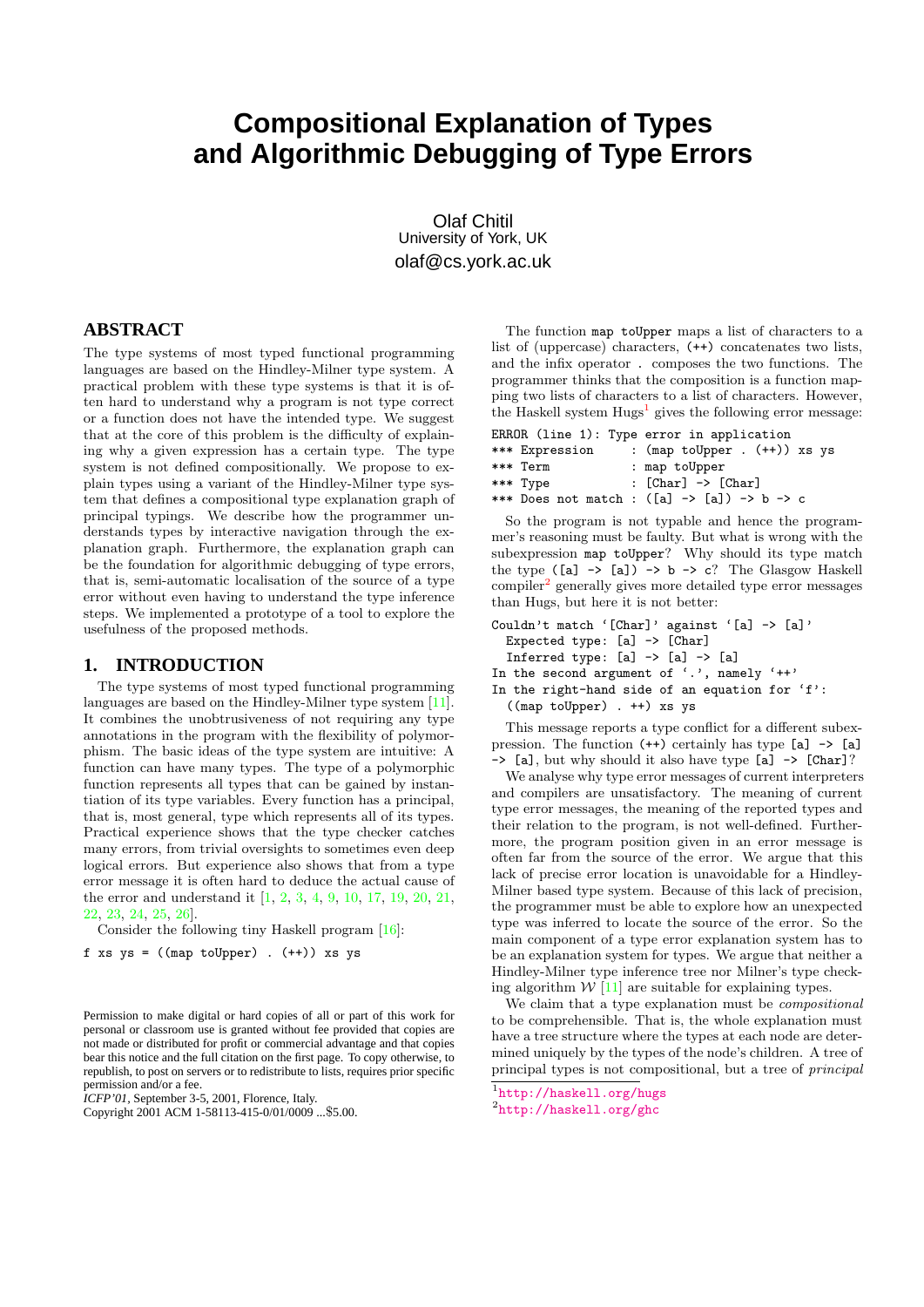# Compositional Explanation of Types and Algorithmic Debugging of Type Errors

Olaf Chitil
University of York, UK
olaf@cs.york.ac.uk

## ABSTRACT

The type systems of most typed functional programming languages are based on the Hindley-Milner type system. A practical problem with these type systems is that it is often hard to understand why a program is not type correct or a function does not have the intended type. We suggest that at the core of this problem is the difficulty of explaining why a given expression has a certain type. The type system is not defined compositionally. We propose to explain types using a variant of the Hindley-Milner type system that defines a compositional type explanation graph of principal typings. We describe how the programmer understands types by interactive navigation through the explanation graph. Furthermore, the explanation graph can be the foundation for algorithmic debugging of type errors, that is, semi-automatic localisation of the source of a type error without even having to understand the type inference steps. We implemented a prototype of a tool to explore the usefulness of the proposed methods.

## 1. INTRODUCTION

The type systems of most typed functional programming languages are based on the Hindley-Milner type system [11]. It combines the unobtrusiveness of not requiring any type annotations in the program with the flexibility of polymorphism. The basic ideas of the type system are intuitive: A function can have many types. The type of a polymorphic function represents all types that can be gained by instantiation of its type variables. Every function has a principal, that is, most general, type which represents all of its types. Practical experience shows that the type checker catches many errors, from trivial oversights to sometimes even deep logical errors. But experience also shows that from a type error message it is often hard to deduce the actual cause of the error and understand it [1, 2, 3, 4, 9, 10, 17, 19, 20, 21, 22, 23, 24, 25, 26].

Consider the following tiny Haskell program [16]:

```
f xs ys = ((map toUpper) . (++)) xs ys
```

Permission to make digital or hard copies of all or part of this work for personal or classroom use is granted without fee provided that copies are not made or distributed for profit or commercial advantage and that copies bear this notice and the full citation on the first page. To copy otherwise, to republish, to post on servers or to redistribute to lists, requires prior specific permission and/or a fee.
*ICFP'01*, September 3-5, 2001, Florence, Italy.
Copyright 2001 ACM 1-58113-415-0/01/0009 ...$5.00.

The function `map toUpper` maps a list of characters to a list of (uppercase) characters, `(++)` concatenates two lists, and the infix operator `.` composes the two functions. The programmer thinks that the composition is a function mapping two lists of characters to a list of characters. However, the Haskell system Hugs[1] gives the following error message:

```
ERROR (line 1): Type error in application
*** Expression     : (map toUpper . (++)) xs ys
*** Term           : map toUpper
*** Type           : [Char] -> [Char]
*** Does not match : ([a] -> [a]) -> b -> c
```

So the program is not typable and hence the programmer's reasoning must be faulty. But what is wrong with the subexpression `map toUpper`? Why should its type match the type `([a] -> [a]) -> b -> c`? The Glasgow Haskell compiler[2] generally gives more detailed type error messages than Hugs, but here it is not better:

```
Couldn't match `[Char]' against `[a] -> [a]'
  Expected type: [a] -> [Char]
  Inferred type: [a] -> [a] -> [a]
In the second argument of `.', namely `++'
In the right-hand side of an equation for `f':
  ((map toUpper) . ++) xs ys
```

This message reports a type conflict for a different subexpression. The function `(++)` certainly has type `[a] -> [a] -> [a]`, but why should it also have type `[a] -> [Char]`?

We analyse why type error messages of current interpreters and compilers are unsatisfactory. The meaning of current type error messages, the meaning of the reported types and their relation to the program, is not well-defined. Furthermore, the program position given in an error message is often far from the source of the error. We argue that this lack of precise error location is unavoidable for a Hindley-Milner based type system. Because of this lack of precision, the programmer must be able to explore how an unexpected type was inferred to locate the source of the error. So the main component of a type error explanation system has to be an explanation system for types. We argue that neither a Hindley-Milner type inference tree nor Milner's type checking algorithm $\mathcal{W}$ [11] are suitable for explaining types.

We claim that a type explanation must be *compositional* to be comprehensible. That is, the whole explanation must have a tree structure where the types at each node are determined uniquely by the types of the node's children. A tree of principal types is not compositional, but a tree of *principal*

[1] http://haskell.org/hugs
[2] http://haskell.org/ghc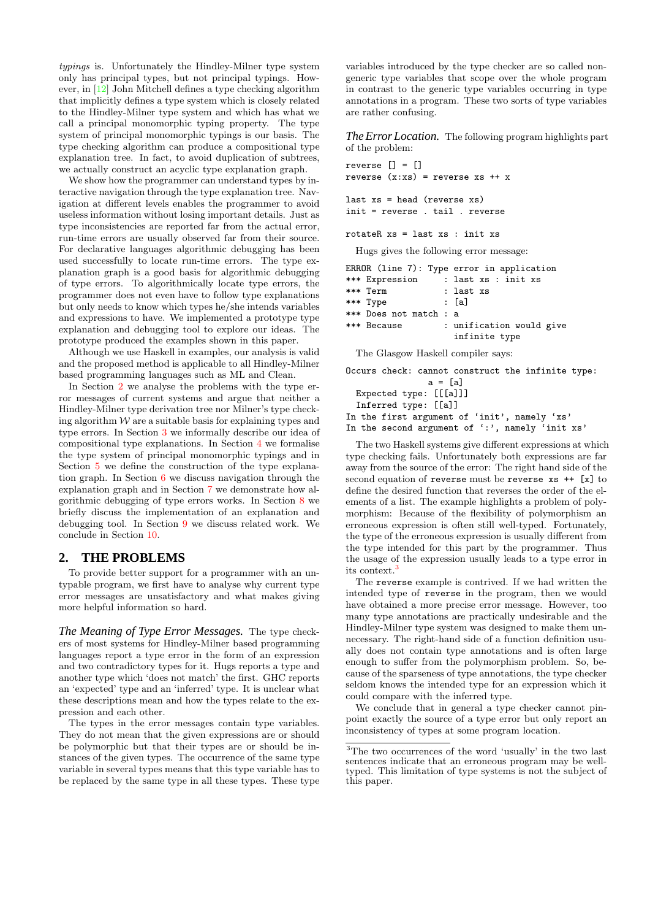*typings* is. Unfortunately the Hindley-Milner type system only has principal types, but not principal typings. However, in [12] John Mitchell defines a type checking algorithm that implicitly defines a type system which is closely related to the Hindley-Milner type system and which has what we call a principal monomorphic typing property. The type system of principal monomorphic typings is our basis. The type checking algorithm can produce a compositional type explanation tree. In fact, to avoid duplication of subtrees, we actually construct an acyclic type explanation graph.

We show how the programmer can understand types by interactive navigation through the type explanation tree. Navigation at different levels enables the programmer to avoid useless information without losing important details. Just as type inconsistencies are reported far from the actual error, run-time errors are usually observed far from their source. For declarative languages algorithmic debugging has been used successfully to locate run-time errors. The type explanation graph is a good basis for algorithmic debugging of type errors. To algorithmically locate type errors, the programmer does not even have to follow type explanations but only needs to know which types he/she intends variables and expressions to have. We implemented a prototype type explanation and debugging tool to explore our ideas. The prototype produced the examples shown in this paper.

Although we use Haskell in examples, our analysis is valid and the proposed method is applicable to all Hindley-Milner based programming languages such as ML and Clean.

In Section 2 we analyse the problems with the type error messages of current systems and argue that neither a Hindley-Milner type derivation tree nor Milner's type checking algorithm $\mathcal{W}$ are a suitable basis for explaining types and type errors. In Section 3 we informally describe our idea of compositional type explanations. In Section 4 we formalise the type system of principal monomorphic typings and in Section 5 we define the construction of the type explanation graph. In Section 6 we discuss navigation through the explanation graph and in Section 7 we demonstrate how algorithmic debugging of type errors works. In Section 8 we briefly discuss the implementation of an explanation and debugging tool. In Section 9 we discuss related work. We conclude in Section 10.

## 2. THE PROBLEMS

To provide better support for a programmer with an untypable program, we first have to analyse why current type error messages are unsatisfactory and what makes giving more helpful information so hard.

***The Meaning of Type Error Messages.*** The type checkers of most systems for Hindley-Milner based programming languages report a type error in the form of an expression and two contradictory types for it. Hugs reports a type and another type which 'does not match' the first. GHC reports an 'expected' type and an 'inferred' type. It is unclear what these descriptions mean and how the types relate to the expression and each other.

The types in the error messages contain type variables. They do not mean that the given expressions are or should be polymorphic but that their types are or should be instances of the given types. The occurrence of the same type variable in several types means that this type variable has to be replaced by the same type in all these types. These type variables introduced by the type checker are so called non-generic type variables that scope over the whole program in contrast to the generic type variables occurring in type annotations in a program. These two sorts of type variables are rather confusing.

***The Error Location.*** The following program highlights part of the problem:

```
reverse [] = []
reverse (x:xs) = reverse xs ++ x

last xs = head (reverse xs)
init = reverse . tail . reverse

rotateR xs = last xs : init xs
```

Hugs gives the following error message:

```
ERROR (line 7): Type error in application
*** Expression     : last xs : init xs
*** Term           : last xs
*** Type           : [a]
*** Does not match : a
*** Because        : unification would give
                     infinite type
```

The Glasgow Haskell compiler says:

```
Occurs check: cannot construct the infinite type:
              a = [a]
  Expected type: [[[a]]]
  Inferred type: [[a]]
In the first argument of ‘init’, namely ‘xs’
In the second argument of ‘:’, namely ‘init xs’
```

The two Haskell systems give different expressions at which type checking fails. Unfortunately both expressions are far away from the source of the error: The right hand side of the second equation of `reverse` must be `reverse xs ++ [x]` to define the desired function that reverses the order of the elements of a list. The example highlights a problem of polymorphism: Because of the flexibility of polymorphism an erroneous expression is often still well-typed. Fortunately, the type of the erroneous expression is usually different from the type intended for this part by the programmer. Thus the usage of the expression usually leads to a type error in its context.[3]

The `reverse` example is contrived. If we had written the intended type of `reverse` in the program, then we would have obtained a more precise error message. However, too many type annotations are practically undesirable and the Hindley-Milner type system was designed to make them unnecessary. The right-hand side of a function definition usually does not contain type annotations and is often large enough to suffer from the polymorphism problem. So, because of the sparseness of type annotations, the type checker seldom knows the intended type for an expression which it could compare with the inferred type.

We conclude that in general a type checker cannot pinpoint exactly the source of a type error but only report an inconsistency of types at some program location.

[3]The two occurrences of the word 'usually' in the two last sentences indicate that an erroneous program may be well-typed. This limitation of type systems is not the subject of this paper.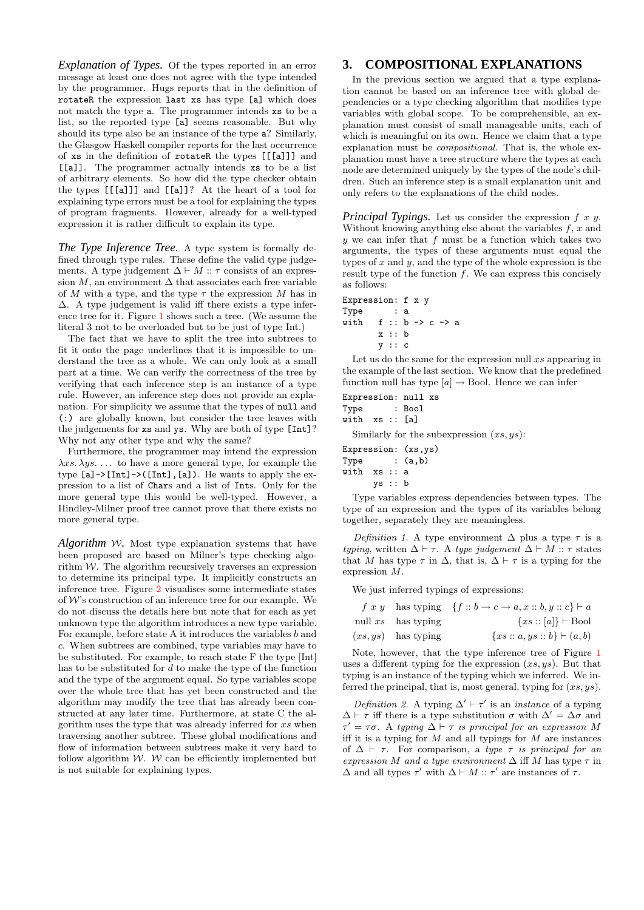*Explanation of Types.* Of the types reported in an error message at least one does not agree with the type intended by the programmer. Hugs reports that in the definition of `rotateR` the expression `last xs` has type `[a]` which does not match the type `a`. The programmer intends `xs` to be a list, so the reported type `[a]` seems reasonable. But why should its type also be an instance of the type `a`? Similarly, the Glasgow Haskell compiler reports for the last occurrence of `xs` in the definition of `rotateR` the types `[[a]]` and `[a]`. The programmer actually intends `xs` to be a list of arbitrary elements. So how did the type checker obtain the types `[[a]]` and `[a]`? At the heart of a tool for explaining type errors must be a tool for explaining the types of program fragments. However, already for a well-typed expression it is rather difficult to explain its type.

*The Type Inference Tree.* A type system is formally defined through type rules. These define the valid type judgements. A type judgement $\Delta \vdash M :: \tau$ consists of an expression $M$, an environment $\Delta$ that associates each free variable of $M$ with a type, and the type $\tau$ the expression $M$ has in $\Delta$. A type judgement is valid iff there exists a type inference tree for it. Figure 1 shows such a tree. (We assume the literal 3 not to be overloaded but to be just of type Int.)

The fact that we have to split the tree into subtrees to fit it onto the page underlines that it is impossible to understand the tree as a whole. We can only look at a small part at a time. We can verify the correctness of the tree by verifying that each inference step is an instance of a type rule. However, an inference step does not provide an explanation. For simplicity we assume that the types of `null` and `(:)` are globally known, but consider the tree leaves with the judgements for `xs` and `ys`. Why are both of type `[Int]`? Why not any other type and why the same?

Furthermore, the programmer may intend the expression $\lambda xs.\, \lambda ys.\, \ldots$ to have a more general type, for example the type `[a]->[Int]->([Int],[a])`. He wants to apply the expression to a list of `Char`s and a list of `Int`s. Only for the more general type this would be well-typed. However, a Hindley-Milner proof tree cannot prove that there exists no more general type.

*Algorithm $\mathcal{W}$.* Most type explanation systems that have been proposed are based on Milner's type checking algorithm $\mathcal{W}$. The algorithm recursively traverses an expression to determine its principal type. It implicitly constructs an inference tree. Figure 2 visualises some intermediate states of $\mathcal{W}$'s construction of an inference tree for our example. We do not discuss the details here but note that for each as yet unknown type the algorithm introduces a new type variable. For example, before state A it introduces the variables $b$ and $c$. When subtrees are combined, type variables may have to be substituted. For example, to reach state F the type [Int] has to be substituted for $d$ to make the type of the function and the type of the argument equal. So type variables scope over the whole tree that has yet been constructed and the algorithm may modify the tree that has already been constructed at any later time. Furthermore, at state C the algorithm uses the type that was already inferred for $xs$ when traversing another subtree. These global modifications and flow of information between subtrees make it very hard to follow algorithm $\mathcal{W}$. $\mathcal{W}$ can be efficiently implemented but is not suitable for explaining types.

# 3. COMPOSITIONAL EXPLANATIONS

In the previous section we argued that a type explanation cannot be based on an inference tree with global dependencies or a type checking algorithm that modifies type variables with global scope. To be comprehensible, an explanation must consist of small manageable units, each of which is meaningful on its own. Hence we claim that a type explanation must be *compositional*. That is, the whole explanation must have a tree structure where the types at each node are determined uniquely by the types of the node's children. Such an inference step is a small explanation unit and only refers to the explanations of the child nodes.

*Principal Typings.* Let us consider the expression $f\ x\ y$. Without knowing anything else about the variables $f$, $x$ and $y$ we can infer that $f$ must be a function which takes two arguments, the types of these arguments must equal the types of $x$ and $y$, and the type of the whole expression is the result type of the function $f$. We can express this concisely as follows:

```
Expression: f x y
Type      : a
with   f :: b -> c -> a
       x :: b
       y :: c
```

Let us do the same for the expression null $xs$ appearing in the example of the last section. We know that the predefined function null has type $[a] \rightarrow \text{Bool}$. Hence we can infer

```
Expression: null xs
Type      : Bool
with  xs :: [a]
```

Similarly for the subexpression $(xs, ys)$:

```
Expression: (xs,ys)
Type      : (a,b)
with  xs :: a
      ys :: b
```

Type variables express dependencies between types. The type of an expression and the types of its variables belong together, separately they are meaningless.

*Definition 1.* A type environment $\Delta$ plus a type $\tau$ is a *typing*, written $\Delta \vdash \tau$. A *type judgement* $\Delta \vdash M :: \tau$ states that $M$ has type $\tau$ in $\Delta$, that is, $\Delta \vdash \tau$ is a typing for the expression $M$.

We just inferred typings of expressions:

$$
\begin{array}{lll}
f\ x\ y & \text{has typing} & \{f :: b \rightarrow c \rightarrow a, x :: b, y :: c\} \vdash a \\
\text{null}\ xs & \text{has typing} & \{xs :: [a]\} \vdash \text{Bool} \\
(xs, ys) & \text{has typing} & \{xs :: a, ys :: b\} \vdash (a, b)
\end{array}
$$

Note, however, that the type inference tree of Figure 1 uses a different typing for the expression $(xs, ys)$. But that typing is an instance of the typing which we inferred. We inferred the principal, that is, most general, typing for $(xs, ys)$.

*Definition 2.* A typing $\Delta' \vdash \tau'$ is an *instance* of a typing $\Delta \vdash \tau$ iff there is a type substitution $\sigma$ with $\Delta' = \Delta\sigma$ and $\tau' = \tau\sigma$. A *typing* $\Delta \vdash \tau$ *is principal for an expression* $M$ iff it is a typing for $M$ and all typings for $M$ are instances of $\Delta \vdash \tau$. For comparison, a *type* $\tau$ *is principal for an expression* $M$ *and a type environment* $\Delta$ iff $M$ has type $\tau$ in $\Delta$ and all types $\tau'$ with $\Delta \vdash M :: \tau'$ are instances of $\tau$.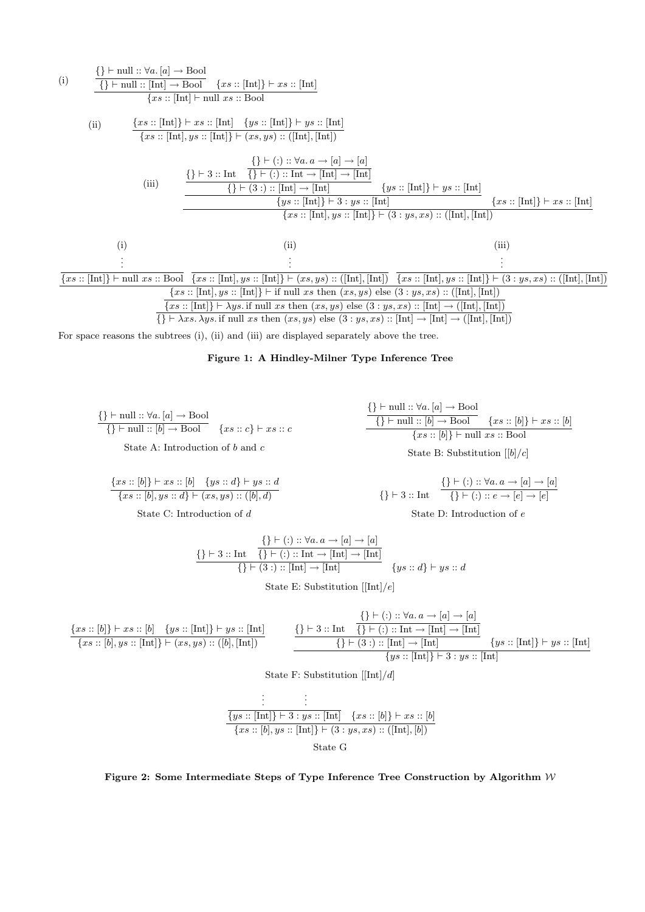(i)

$$\cfrac{\cfrac{\{\} \vdash \text{null} :: \forall a.\, [a] \to \text{Bool}}{\{\} \vdash \text{null} :: [\text{Int}] \to \text{Bool}} \quad \{xs :: [\text{Int}]\} \vdash xs :: [\text{Int}]}{\{xs :: [\text{Int}] \vdash \text{null}\ xs :: \text{Bool}}$$

(ii)

$$\cfrac{\{xs :: [\text{Int}]\} \vdash xs :: [\text{Int}] \quad \{ys :: [\text{Int}]\} \vdash ys :: [\text{Int}]}{\{xs :: [\text{Int}], ys :: [\text{Int}]\} \vdash (xs, ys) :: ([\text{Int}], [\text{Int}])}$$

(iii)

$$\cfrac{\cfrac{\cfrac{\{\} \vdash 3 :: \text{Int} \quad \cfrac{\{\} \vdash (:) :: \forall a.\, a \to [a] \to [a]}{\{\} \vdash (:) :: \text{Int} \to [\text{Int}] \to [\text{Int}]}}{\{\} \vdash (3\, :) :: [\text{Int}] \to [\text{Int}]} \quad \{ys :: [\text{Int}]\} \vdash ys :: [\text{Int}]}{\{ys :: [\text{Int}]\} \vdash 3 : ys :: [\text{Int}]} \quad \{xs :: [\text{Int}]\} \vdash xs :: [\text{Int}]}{\{xs :: [\text{Int}], ys :: [\text{Int}]\} \vdash (3 : ys, xs) :: ([\text{Int}], [\text{Int}])}$$

$$\cfrac{\cfrac{\cfrac{\begin{array}{c}\text{(i)}\\ \vdots \\ \{xs :: [\text{Int}]\} \vdash \text{null}\ xs :: \text{Bool}\end{array} \quad \begin{array}{c}\text{(ii)}\\ \vdots \\ \{xs :: [\text{Int}], ys :: [\text{Int}]\} \vdash (xs, ys) :: ([\text{Int}], [\text{Int}])\end{array} \quad \begin{array}{c}\text{(iii)}\\ \vdots \\ \{xs :: [\text{Int}], ys :: [\text{Int}]\} \vdash (3 : ys, xs) :: ([\text{Int}], [\text{Int}])\end{array}}{\{xs :: [\text{Int}], ys :: [\text{Int}]\} \vdash \text{if null}\ xs\ \text{then}\ (xs, ys)\ \text{else}\ (3 : ys, xs) :: ([\text{Int}], [\text{Int}])}}{\{xs :: [\text{Int}]\} \vdash \lambda ys.\, \text{if null}\ xs\ \text{then}\ (xs, ys)\ \text{else}\ (3 : ys, xs) :: [\text{Int}] \to ([\text{Int}], [\text{Int}])}}{\{\} \vdash \lambda xs.\, \lambda ys.\, \text{if null}\ xs\ \text{then}\ (xs, ys)\ \text{else}\ (3 : ys, xs) :: [\text{Int}] \to [\text{Int}] \to ([\text{Int}], [\text{Int}])}$$

For space reasons the subtrees (i), (ii) and (iii) are displayed separately above the tree.

**Figure 1: A Hindley-Milner Type Inference Tree**

$$\cfrac{\{\} \vdash \text{null} :: \forall a.\, [a] \to \text{Bool}}{\{\} \vdash \text{null} :: [b] \to \text{Bool}} \quad \{xs :: c\} \vdash xs :: c$$

State A: Introduction of $b$ and $c$

$$\cfrac{\cfrac{\{\} \vdash \text{null} :: \forall a.\, [a] \to \text{Bool}}{\{\} \vdash \text{null} :: [b] \to \text{Bool}} \quad \{xs :: [b]\} \vdash xs :: [b]}{\{xs :: [b]\} \vdash \text{null}\ xs :: \text{Bool}}$$

State B: Substitution $[[b]/c]$

$$\cfrac{\{xs :: [b]\} \vdash xs :: [b] \quad \{ys :: d\} \vdash ys :: d}{\{xs :: [b], ys :: d\} \vdash (xs, ys) :: ([b], d)}$$

State C: Introduction of $d$

$$\{\} \vdash 3 :: \text{Int} \quad \cfrac{\{\} \vdash (:) :: \forall a.\, a \to [a] \to [a]}{\{\} \vdash (:) :: e \to [e] \to [e]}$$

State D: Introduction of $e$

$$\cfrac{\{\} \vdash 3 :: \text{Int} \quad \cfrac{\{\} \vdash (:) :: \forall a.\, a \to [a] \to [a]}{\{\} \vdash (:) :: \text{Int} \to [\text{Int}] \to [\text{Int}]}}{\{\} \vdash (3\, :) :: [\text{Int}] \to [\text{Int}]} \quad \{ys :: d\} \vdash ys :: d$$

State E: Substitution $[[\text{Int}]/e]$

$$\cfrac{\{xs :: [b]\} \vdash xs :: [b] \quad \{ys :: [\text{Int}]\} \vdash ys :: [\text{Int}]}{\{xs :: [b], ys :: [\text{Int}]\} \vdash (xs, ys) :: ([b], [\text{Int}])}$$

$$\cfrac{\cfrac{\{\} \vdash 3 :: \text{Int} \quad \cfrac{\{\} \vdash (:) :: \forall a.\, a \to [a] \to [a]}{\{\} \vdash (:) :: \text{Int} \to [\text{Int}] \to [\text{Int}]}}{\{\} \vdash (3\, :) :: [\text{Int}] \to [\text{Int}]} \quad \{ys :: [\text{Int}]\} \vdash ys :: [\text{Int}]}{\{ys :: [\text{Int}]\} \vdash 3 : ys :: [\text{Int}]}$$

State F: Substitution $[[\text{Int}]/d]$

$$\cfrac{\begin{array}{c}\vdots \\ \{ys :: [\text{Int}]\} \vdash 3 : ys :: [\text{Int}]\end{array} \quad \begin{array}{c}\vdots \\ \{xs :: [b]\} \vdash xs :: [b]\end{array}}{\{xs :: [b], ys :: [\text{Int}]\} \vdash (3 : ys, xs) :: ([\text{Int}], [b])}$$

State G

**Figure 2: Some Intermediate Steps of Type Inference Tree Construction by Algorithm $\mathcal{W}$**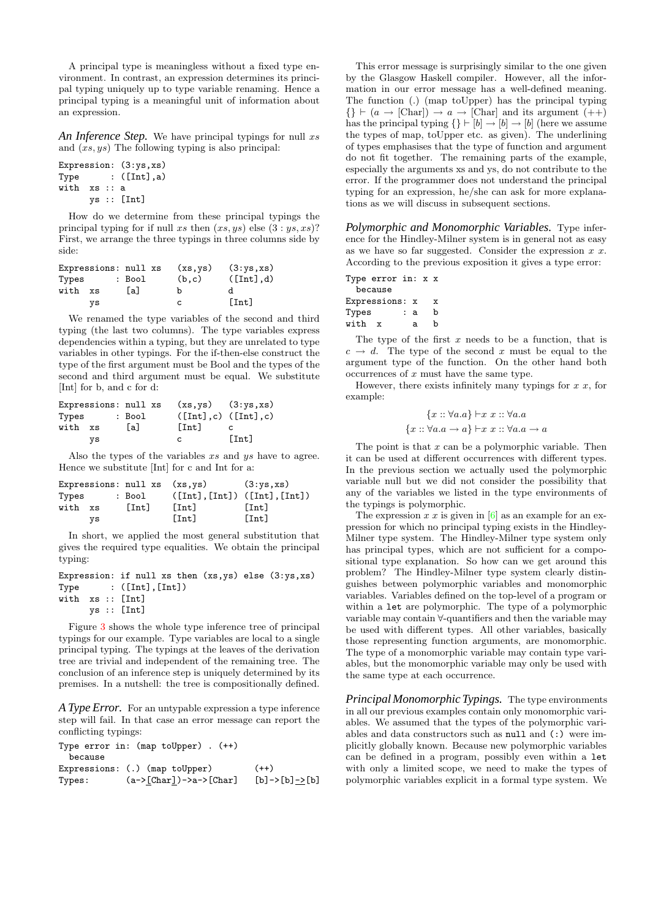A principal type is meaningless without a fixed type environment. In contrast, an expression determines its principal typing uniquely up to type variable renaming. Hence a principal typing is a meaningful unit of information about an expression.

*An Inference Step.* We have principal typings for null $xs$ and $(xs, ys)$ The following typing is also principal:

```
Expression: (3:ys,xs)
Type      : ([Int],a)
with  xs :: a
      ys :: [Int]
```

How do we determine from these principal typings the principal typing for if null $xs$ then $(xs, ys)$ else $(3 : ys, xs)$? First, we arrange the three typings in three columns side by side:

```
Expressions: null xs   (xs,ys)   (3:ys,xs)
Types      : Bool      (b,c)     ([Int],d)
with  xs     [a]       b         d
      ys               c         [Int]
```

We renamed the type variables of the second and third typing (the last two columns). The type variables express dependencies within a typing, but they are unrelated to type variables in other typings. For the if-then-else construct the type of the first argument must be Bool and the types of the second and third argument must be equal. We substitute [Int] for b, and c for d:

```
Expressions: null xs   (xs,ys)   (3:ys,xs)
Types      : Bool      ([Int],c) ([Int],c)
with  xs     [a]       [Int]     c
      ys               c         [Int]
```

Also the types of the variables $xs$ and $ys$ have to agree. Hence we substitute [Int] for c and Int for a:

```
Expressions: null xs  (xs,ys)        (3:ys,xs)
Types      : Bool     ([Int],[Int]) ([Int],[Int])
with  xs     [Int]    [Int]          [Int]
      ys              [Int]          [Int]
```

In short, we applied the most general substitution that gives the required type equalities. We obtain the principal typing:

```
Expression: if null xs then (xs,ys) else (3:ys,xs)
Type      : ([Int],[Int])
with  xs :: [Int]
      ys :: [Int]
```

Figure 3 shows the whole type inference tree of principal typings for our example. Type variables are local to a single principal typing. The typings at the leaves of the derivation tree are trivial and independent of the remaining tree. The conclusion of an inference step is uniquely determined by its premises. In a nutshell: the tree is compositionally defined.

*A Type Error.* For an untypable expression a type inference step will fail. In that case an error message can report the conflicting typings:

```
Type error in: (map toUpper) . (++)
  because
Expressions: (.) (map toUpper)        (++)
Types:       (a->[Char])->a->[Char]   [b]->[b]->[b]
```

This error message is surprisingly similar to the one given by the Glasgow Haskell compiler. However, all the information in our error message has a well-defined meaning. The function (.) (map toUpper) has the principal typing $\{\} \vdash (a \to [\text{Char}]) \to a \to [\text{Char}]$ and its argument (++) has the principal typing $\{\} \vdash [b] \to [b] \to [b]$ (here we assume the types of map, toUpper etc. as given). The underlining of types emphasises that the type of function and argument do not fit together. The remaining parts of the example, especially the arguments xs and ys, do not contribute to the error. If the programmer does not understand the principal typing for an expression, he/she can ask for more explanations as we will discuss in subsequent sections.

*Polymorphic and Monomorphic Variables.* Type inference for the Hindley-Milner system is in general not as easy as we have so far suggested. Consider the expression $x\ x$. According to the previous exposition it gives a type error:

```
Type error in: x x
  because
Expressions: x   x
Types      : a   b
with  x      a   b
```

The type of the first $x$ needs to be a function, that is $c \to d$. The type of the second $x$ must be equal to the argument type of the function. On the other hand both occurrences of $x$ must have the same type.

However, there exists infinitely many typings for $x\ x$, for example:

$$\{x :: \forall a.a\} \vdash x\ x :: \forall a.a$$
$$\{x :: \forall a.a \to a\} \vdash x\ x :: \forall a.a \to a$$

The point is that $x$ can be a polymorphic variable. Then it can be used at different occurrences with different types. In the previous section we actually used the polymorphic variable null but we did not consider the possibility that any of the variables we listed in the type environments of the typings is polymorphic.

The expression $x\ x$ is given in [6] as an example for an expression for which no principal typing exists in the Hindley-Milner type system. The Hindley-Milner type system only has principal types, which are not sufficient for a compositional type explanation. So how can we get around this problem? The Hindley-Milner type system clearly distinguishes between polymorphic and monomorphic variables. Variables defined on the top-level of a program or within a `let` are polymorphic. The type of a polymorphic variable may contain ∀-quantifiers and then the variable may be used with different types. All other variables, basically those representing function arguments, are monomorphic. The type of a monomorphic variable may contain type variables, but the monomorphic variable may only be used with the same type at each occurrence.

*Principal Monomorphic Typings.* The type environments in all our previous examples contain only monomorphic variables. We assumed that the types of the polymorphic variables and data constructors such as `null` and `(:)` were implicitly globally known. Because new polymorphic variables can be defined in a program, possibly even within a `let` with only a limited scope, we need to make the types of polymorphic variables explicit in a formal type system. We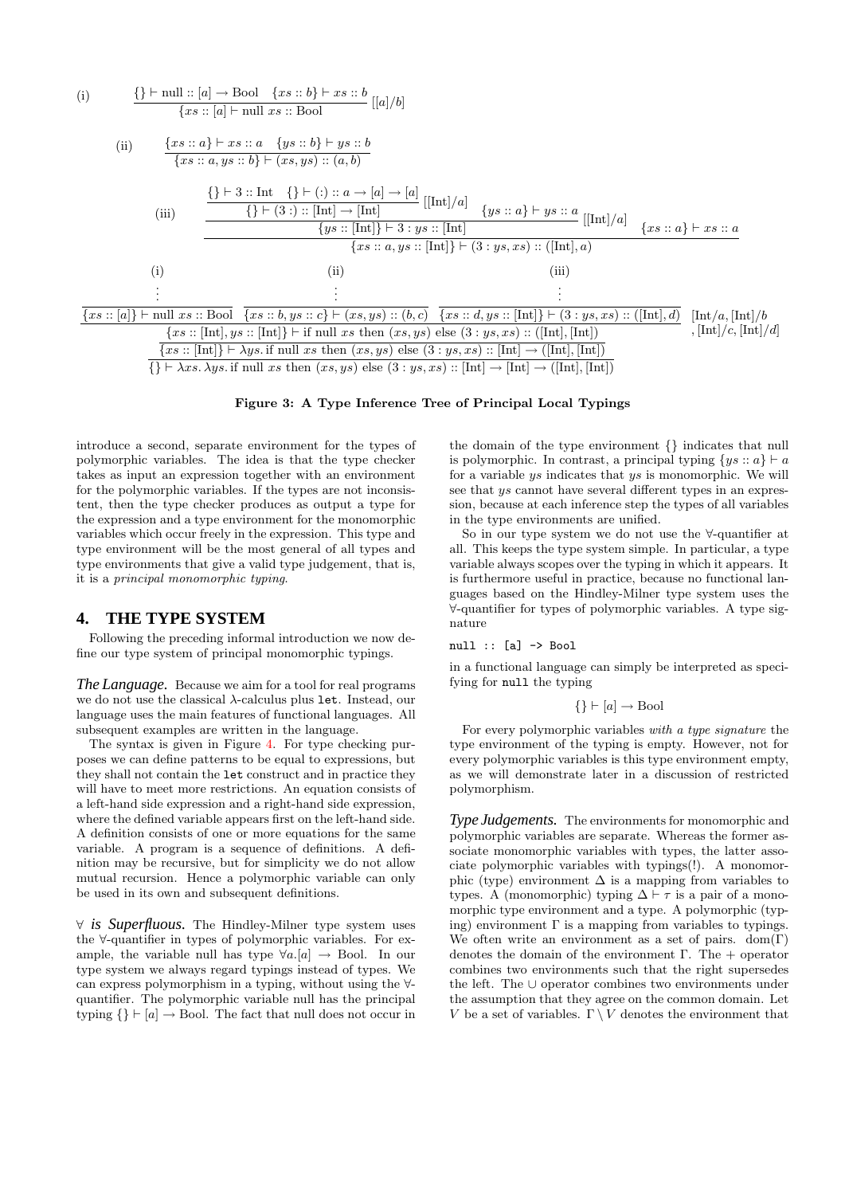(i)
$$\frac{\{\} \vdash \text{null} :: [a] \to \text{Bool} \quad \{xs :: b\} \vdash xs :: b}{\{xs :: [a] \vdash \text{null } xs :: \text{Bool}} \; [[a]/b]$$

(ii)
$$\frac{\{xs :: a\} \vdash xs :: a \quad \{ys :: b\} \vdash ys :: b}{\{xs :: a, ys :: b\} \vdash (xs, ys) :: (a, b)}$$

(iii)
$$\frac{\dfrac{\dfrac{\{\} \vdash 3 :: \text{Int} \quad \{\} \vdash (:) :: a \to [a] \to [a]}{\{\} \vdash (3\,:) :: [\text{Int}] \to [\text{Int}]} \; [[\text{Int}]/a] \quad \{ys :: a\} \vdash ys :: a}{\{ys :: [\text{Int}]\} \vdash 3 : ys :: [\text{Int}]} \; [[\text{Int}]/a] \quad \{xs :: a\} \vdash xs :: a}{\{xs :: a, ys :: [\text{Int}]\} \vdash (3 : ys, xs) :: ([\text{Int}], a)}$$

$$\dfrac{\dfrac{\dfrac{\begin{matrix}(i) \\ \vdots \\ \{xs :: [a]\} \vdash \text{null } xs :: \text{Bool}\end{matrix} \quad \begin{matrix}(ii) \\ \vdots \\ \{xs :: b, ys :: c\} \vdash (xs, ys) :: (b, c)\end{matrix} \quad \begin{matrix}(iii) \\ \vdots \\ \{xs :: d, ys :: [\text{Int}]\} \vdash (3 : ys, xs) :: ([\text{Int}], d)\end{matrix}}{\{xs :: [\text{Int}], ys :: [\text{Int}]\} \vdash \text{if null } xs \text{ then } (xs, ys) \text{ else } (3 : ys, xs) :: ([\text{Int}], [\text{Int}])} \; \begin{matrix}[\text{Int}/a, [\text{Int}]/b \\ , [\text{Int}]/c, [\text{Int}]/d]\end{matrix}}{\{xs :: [\text{Int}]\} \vdash \lambda ys.\,\text{if null } xs \text{ then } (xs, ys) \text{ else } (3 : ys, xs) :: [\text{Int}] \to ([\text{Int}], [\text{Int}])}}{\{\} \vdash \lambda xs.\,\lambda ys.\,\text{if null } xs \text{ then } (xs, ys) \text{ else } (3 : ys, xs) :: [\text{Int}] \to [\text{Int}] \to ([\text{Int}], [\text{Int}])}$$

**Figure 3: A Type Inference Tree of Principal Local Typings**

introduce a second, separate environment for the types of polymorphic variables. The idea is that the type checker takes as input an expression together with an environment for the polymorphic variables. If the types are not inconsistent, then the type checker produces as output a type for the expression and a type environment for the monomorphic variables which occur freely in the expression. This type and type environment will be the most general of all types and type environments that give a valid type judgement, that is, it is a *principal monomorphic typing*.

## 4. THE TYPE SYSTEM

Following the preceding informal introduction we now define our type system of principal monomorphic typings.

***The Language.*** Because we aim for a tool for real programs we do not use the classical λ-calculus plus `let`. Instead, our language uses the main features of functional languages. All subsequent examples are written in the language.

The syntax is given in Figure 4. For type checking purposes we can define patterns to be equal to expressions, but they shall not contain the `let` construct and in practice they will have to meet more restrictions. An equation consists of a left-hand side expression and a right-hand side expression, where the defined variable appears first on the left-hand side. A definition consists of one or more equations for the same variable. A program is a sequence of definitions. A definition may be recursive, but for simplicity we do not allow mutual recursion. Hence a polymorphic variable can only be used in its own and subsequent definitions.

***∀ is Superfluous.*** The Hindley-Milner type system uses the ∀-quantifier in types of polymorphic variables. For example, the variable null has type $\forall a.[a] \to \text{Bool}$. In our type system we always regard typings instead of types. We can express polymorphism in a typing, without using the ∀-quantifier. The polymorphic variable null has the principal typing $\{\} \vdash [a] \to \text{Bool}$. The fact that null does not occur in the domain of the type environment $\{\}$ indicates that null is polymorphic. In contrast, a principal typing $\{ys :: a\} \vdash a$ for a variable $ys$ indicates that $ys$ is monomorphic. We will see that $ys$ cannot have several different types in an expression, because at each inference step the types of all variables in the type environments are unified.

So in our type system we do not use the ∀-quantifier at all. This keeps the type system simple. In particular, a type variable always scopes over the typing in which it appears. It is furthermore useful in practice, because no functional languages based on the Hindley-Milner type system uses the ∀-quantifier for types of polymorphic variables. A type signature

```
null :: [a] -> Bool
```

in a functional language can simply be interpreted as specifying for `null` the typing

$$\{\} \vdash [a] \to \text{Bool}$$

For every polymorphic variables *with a type signature* the type environment of the typing is empty. However, not for every polymorphic variables is this type environment empty, as we will demonstrate later in a discussion of restricted polymorphism.

***Type Judgements.*** The environments for monomorphic and polymorphic variables are separate. Whereas the former associate monomorphic variables with types, the latter associate polymorphic variables with typings(!). A monomorphic (type) environment $\Delta$ is a mapping from variables to types. A (monomorphic) typing $\Delta \vdash \tau$ is a pair of a monomorphic type environment and a type. A polymorphic (typing) environment $\Gamma$ is a mapping from variables to typings. We often write an environment as a set of pairs. $\text{dom}(\Gamma)$ denotes the domain of the environment $\Gamma$. The + operator combines two environments such that the right supersedes the left. The $\cup$ operator combines two environments under the assumption that they agree on the common domain. Let $V$ be a set of variables. $\Gamma \setminus V$ denotes the environment that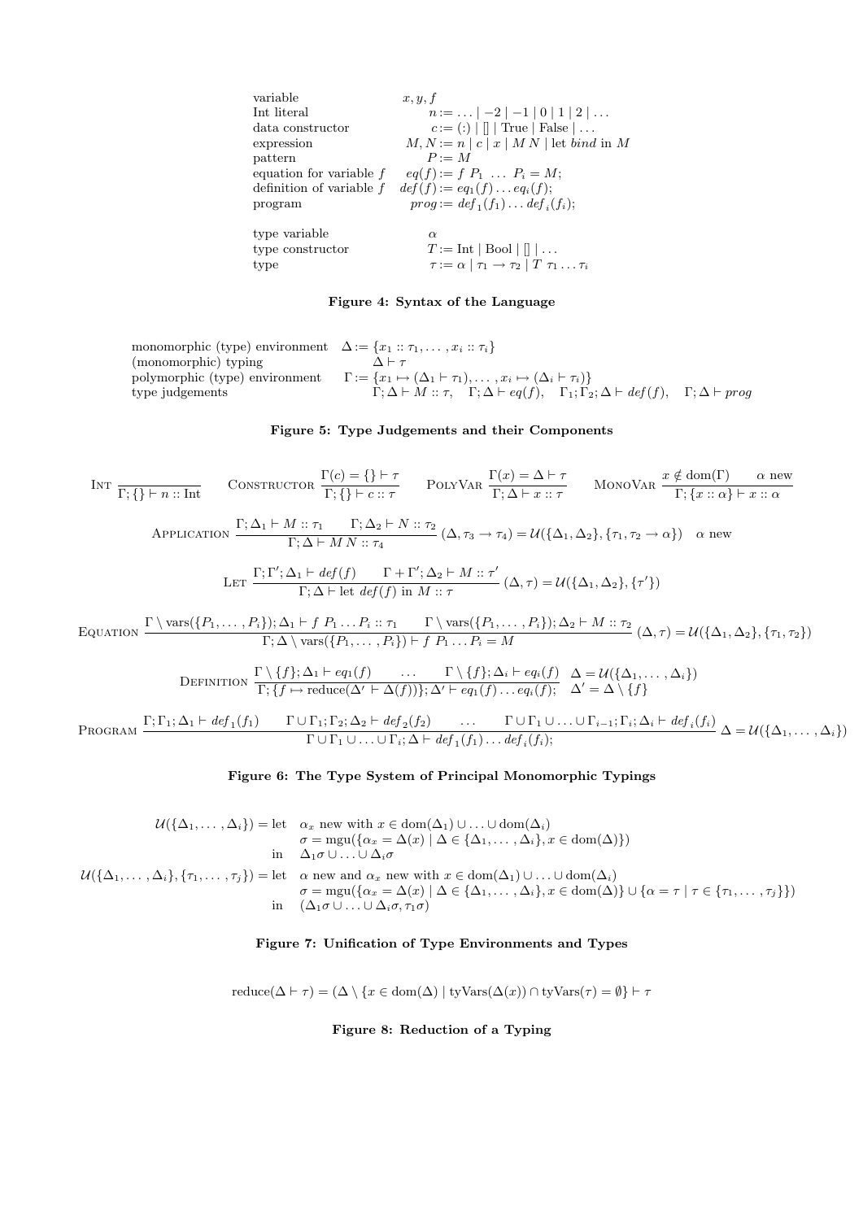| | |
|---|---|
| variable | $x, y, f$ |
| Int literal | $n := \ldots \mid -2 \mid -1 \mid 0 \mid 1 \mid 2 \mid \ldots$ |
| data constructor | $c := (:) \mid [] \mid \text{True} \mid \text{False} \mid \ldots$ |
| expression | $M, N := n \mid c \mid x \mid M\, N \mid \text{let } bind \text{ in } M$ |
| pattern | $P := M$ |
| equation for variable $f$ | $eq(f) := f\ P_1\ \ldots\ P_i = M;$ |
| definition of variable $f$ | $def(f) := eq_1(f) \ldots eq_i(f);$ |
| program | $prog := def_1(f_1) \ldots def_i(f_i);$ |
| | |
| type variable | $\alpha$ |
| type constructor | $T := \text{Int} \mid \text{Bool} \mid [] \mid \ldots$ |
| type | $\tau := \alpha \mid \tau_1 \to \tau_2 \mid T\ \tau_1 \ldots \tau_i$ |

**Figure 4: Syntax of the Language**

| | |
|---|---|
| monomorphic (type) environment | $\Delta := \{x_1 :: \tau_1, \ldots, x_i :: \tau_i\}$ |
| (monomorphic) typing | $\Delta \vdash \tau$ |
| polymorphic (type) environment | $\Gamma := \{x_1 \mapsto (\Delta_1 \vdash \tau_1), \ldots, x_i \mapsto (\Delta_i \vdash \tau_i)\}$ |
| type judgements | $\Gamma; \Delta \vdash M :: \tau, \quad \Gamma; \Delta \vdash eq(f), \quad \Gamma_1; \Gamma_2; \Delta \vdash def(f), \quad \Gamma; \Delta \vdash prog$ |

**Figure 5: Type Judgements and their Components**

$$\textsc{Int}\ \frac{}{\Gamma; \{\} \vdash n :: \text{Int}} \qquad \textsc{Constructor}\ \frac{\Gamma(c) = \{\} \vdash \tau}{\Gamma; \{\} \vdash c :: \tau} \qquad \textsc{PolyVar}\ \frac{\Gamma(x) = \Delta \vdash \tau}{\Gamma; \Delta \vdash x :: \tau} \qquad \textsc{MonoVar}\ \frac{x \notin \text{dom}(\Gamma) \qquad \alpha \text{ new}}{\Gamma; \{x :: \alpha\} \vdash x :: \alpha}$$

$$\textsc{Application}\ \frac{\Gamma; \Delta_1 \vdash M :: \tau_1 \qquad \Gamma; \Delta_2 \vdash N :: \tau_2}{\Gamma; \Delta \vdash M\, N :: \tau_4}\ (\Delta, \tau_3 \to \tau_4) = \mathcal{U}(\{\Delta_1, \Delta_2\}, \{\tau_1, \tau_2 \to \alpha\}) \quad \alpha \text{ new}$$

$$\textsc{Let}\ \frac{\Gamma; \Gamma'; \Delta_1 \vdash def(f) \qquad \Gamma + \Gamma'; \Delta_2 \vdash M :: \tau'}{\Gamma; \Delta \vdash \text{let } def(f) \text{ in } M :: \tau}\ (\Delta, \tau) = \mathcal{U}(\{\Delta_1, \Delta_2\}, \{\tau'\})$$

$$\textsc{Equation}\ \frac{\Gamma \setminus \text{vars}(\{P_1, \ldots, P_i\}); \Delta_1 \vdash f\ P_1 \ldots P_i :: \tau_1 \qquad \Gamma \setminus \text{vars}(\{P_1, \ldots, P_i\}); \Delta_2 \vdash M :: \tau_2}{\Gamma; \Delta \setminus \text{vars}(\{P_1, \ldots, P_i\}) \vdash f\ P_1 \ldots P_i = M}\ (\Delta, \tau) = \mathcal{U}(\{\Delta_1, \Delta_2\}, \{\tau_1, \tau_2\})$$

$$\textsc{Definition}\ \frac{\Gamma \setminus \{f\}; \Delta_1 \vdash eq_1(f) \qquad \ldots \qquad \Gamma \setminus \{f\}; \Delta_i \vdash eq_i(f)}{\Gamma; \{f \mapsto \text{reduce}(\Delta' \vdash \Delta(f))\}; \Delta' \vdash eq_1(f) \ldots eq_i(f);}\ \begin{array}{l} \Delta = \mathcal{U}(\{\Delta_1, \ldots, \Delta_i\}) \\ \Delta' = \Delta \setminus \{f\} \end{array}$$

$$\textsc{Program}\ \frac{\Gamma; \Gamma_1; \Delta_1 \vdash def_1(f_1) \qquad \Gamma \cup \Gamma_1; \Gamma_2; \Delta_2 \vdash def_2(f_2) \qquad \ldots \qquad \Gamma \cup \Gamma_1 \cup \ldots \cup \Gamma_{i-1}; \Gamma_i; \Delta_i \vdash def_i(f_i)}{\Gamma \cup \Gamma_1 \cup \ldots \cup \Gamma_i; \Delta \vdash def_1(f_1) \ldots def_i(f_i);}\ \Delta = \mathcal{U}(\{\Delta_1, \ldots, \Delta_i\})$$

**Figure 6: The Type System of Principal Monomorphic Typings**

$$\begin{array}{rl}
\mathcal{U}(\{\Delta_1, \ldots, \Delta_i\}) = \text{let} & \alpha_x \text{ new with } x \in \text{dom}(\Delta_1) \cup \ldots \cup \text{dom}(\Delta_i) \\
& \sigma = \text{mgu}(\{\alpha_x = \Delta(x) \mid \Delta \in \{\Delta_1, \ldots, \Delta_i\}, x \in \text{dom}(\Delta)\}) \\
\text{in} & \Delta_1\sigma \cup \ldots \cup \Delta_i\sigma \\
\mathcal{U}(\{\Delta_1, \ldots, \Delta_i\}, \{\tau_1, \ldots, \tau_j\}) = \text{let} & \alpha \text{ new and } \alpha_x \text{ new with } x \in \text{dom}(\Delta_1) \cup \ldots \cup \text{dom}(\Delta_i) \\
& \sigma = \text{mgu}(\{\alpha_x = \Delta(x) \mid \Delta \in \{\Delta_1, \ldots, \Delta_i\}, x \in \text{dom}(\Delta)\} \cup \{\alpha = \tau \mid \tau \in \{\tau_1, \ldots, \tau_j\}\}) \\
\text{in} & (\Delta_1\sigma \cup \ldots \cup \Delta_i\sigma, \tau_1\sigma)
\end{array}$$

**Figure 7: Unification of Type Environments and Types**

$$\text{reduce}(\Delta \vdash \tau) = (\Delta \setminus \{x \in \text{dom}(\Delta) \mid \text{tyVars}(\Delta(x)) \cap \text{tyVars}(\tau) = \emptyset\} \vdash \tau$$

**Figure 8: Reduction of a Typing**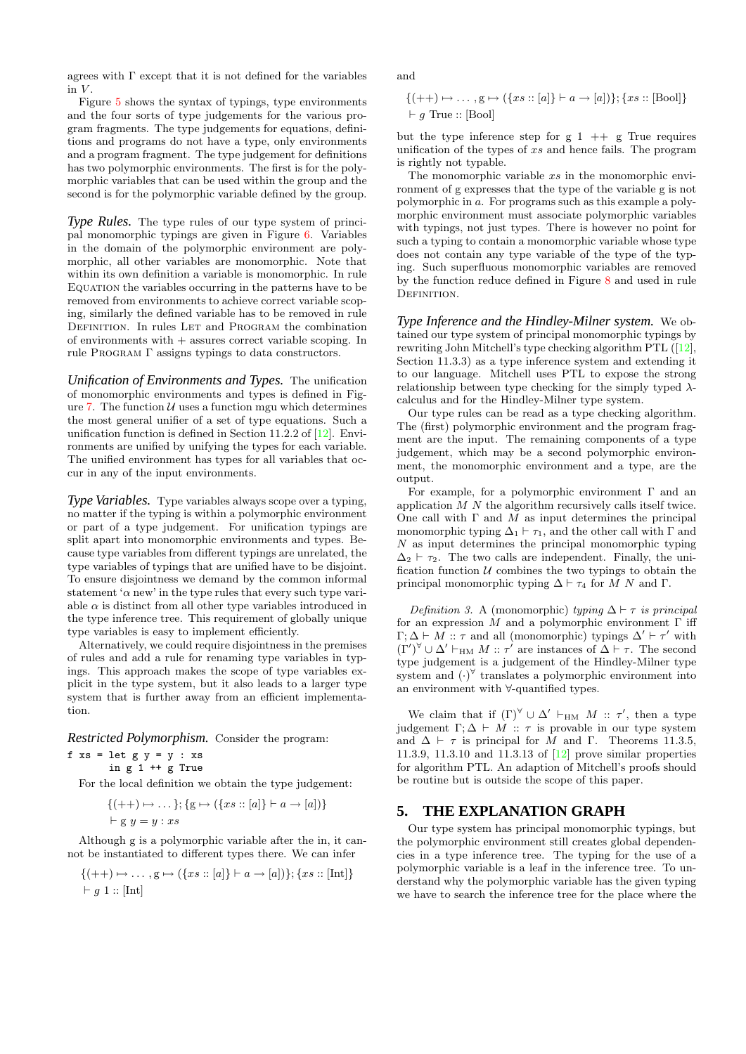agrees with $\Gamma$ except that it is not defined for the variables in $V$.

Figure 5 shows the syntax of typings, type environments and the four sorts of type judgements for the various program fragments. The type judgements for equations, definitions and programs do not have a type, only environments and a program fragment. The type judgement for definitions has two polymorphic environments. The first is for the polymorphic variables that can be used within the group and the second is for the polymorphic variable defined by the group.

***Type Rules.*** The type rules of our type system of principal monomorphic typings are given in Figure 6. Variables in the domain of the polymorphic environment are polymorphic, all other variables are monomorphic. Note that within its own definition a variable is monomorphic. In rule Equation the variables occurring in the patterns have to be removed from environments to achieve correct variable scoping, similarly the defined variable has to be removed in rule Definition. In rules Let and Program the combination of environments with $+$ assures correct variable scoping. In rule Program $\Gamma$ assigns typings to data constructors.

***Unification of Environments and Types.*** The unification of monomorphic environments and types is defined in Figure 7. The function $\mathcal{U}$ uses a function mgu which determines the most general unifier of a set of type equations. Such a unification function is defined in Section 11.2.2 of [12]. Environments are unified by unifying the types for each variable. The unified environment has types for all variables that occur in any of the input environments.

***Type Variables.*** Type variables always scope over a typing, no matter if the typing is within a polymorphic environment or part of a type judgement. For unification typings are split apart into monomorphic environments and types. Because type variables from different typings are unrelated, the type variables of typings that are unified have to be disjoint. To ensure disjointness we demand by the common informal statement '$\alpha$ new' in the type rules that every such type variable $\alpha$ is distinct from all other type variables introduced in the type inference tree. This requirement of globally unique type variables is easy to implement efficiently.

Alternatively, we could require disjointness in the premises of rules and add a rule for renaming type variables in typings. This approach makes the scope of type variables explicit in the type system, but it also leads to a larger type system that is further away from an efficient implementation.

***Restricted Polymorphism.*** Consider the program:

```
f xs = let g y = y : xs
       in g 1 ++ g True
```

For the local definition we obtain the type judgement:

$$\{(++) \mapsto \dots\}; \{\mathrm{g} \mapsto (\{xs :: [a]\} \vdash a \to [a])\} \vdash \mathrm{g}\ y = y : xs$$

Although g is a polymorphic variable after the in, it cannot be instantiated to different types there. We can infer

$$\{(++) \mapsto \dots, \mathrm{g} \mapsto (\{xs :: [a]\} \vdash a \to [a])\}; \{xs :: [\mathrm{Int}]\} \vdash g\ 1 :: [\mathrm{Int}]$$

and

$$\{(++) \mapsto \dots, \mathrm{g} \mapsto (\{xs :: [a]\} \vdash a \to [a])\}; \{xs :: [\mathrm{Bool}]\} \vdash g\ \mathrm{True} :: [\mathrm{Bool}]$$

but the type inference step for `g 1 ++ g True` requires unification of the types of $xs$ and hence fails. The program is rightly not typable.

The monomorphic variable $xs$ in the monomorphic environment of g expresses that the type of the variable g is not polymorphic in $a$. For programs such as this example a polymorphic environment must associate polymorphic variables with typings, not just types. There is however no point for such a typing to contain a monomorphic variable whose type does not contain any type variable of the type of the typing. Such superfluous monomorphic variables are removed by the function reduce defined in Figure 8 and used in rule Definition.

***Type Inference and the Hindley-Milner system.*** We obtained our type system of principal monomorphic typings by rewriting John Mitchell's type checking algorithm PTL ([12], Section 11.3.3) as a type inference system and extending it to our language. Mitchell uses PTL to expose the strong relationship between type checking for the simply typed $\lambda$-calculus and for the Hindley-Milner type system.

Our type rules can be read as a type checking algorithm. The (first) polymorphic environment and the program fragment are the input. The remaining components of a type judgement, which may be a second polymorphic environment, the monomorphic environment and a type, are the output.

For example, for a polymorphic environment $\Gamma$ and an application $M\ N$ the algorithm recursively calls itself twice. One call with $\Gamma$ and $M$ as input determines the principal monomorphic typing $\Delta_1 \vdash \tau_1$, and the other call with $\Gamma$ and $N$ as input determines the principal monomorphic typing $\Delta_2 \vdash \tau_2$. The two calls are independent. Finally, the unification function $\mathcal{U}$ combines the two typings to obtain the principal monomorphic typing $\Delta \vdash \tau_4$ for $M\ N$ and $\Gamma$.

*Definition 3.* A (monomorphic) *typing* $\Delta \vdash \tau$ *is principal* for an expression $M$ and a polymorphic environment $\Gamma$ iff $\Gamma; \Delta \vdash M :: \tau$ and all (monomorphic) typings $\Delta' \vdash \tau'$ with $(\Gamma')^{\forall} \cup \Delta' \vdash_{\mathrm{HM}} M :: \tau'$ are instances of $\Delta \vdash \tau$. The second type judgement is a judgement of the Hindley-Milner type system and $(\cdot)^{\forall}$ translates a polymorphic environment into an environment with $\forall$-quantified types.

We claim that if $(\Gamma)^{\forall} \cup \Delta' \vdash_{\mathrm{HM}} M :: \tau'$, then a type judgement $\Gamma; \Delta \vdash M :: \tau$ is provable in our type system and $\Delta \vdash \tau$ is principal for $M$ and $\Gamma$. Theorems 11.3.5, 11.3.9, 11.3.10 and 11.3.13 of [12] prove similar properties for algorithm PTL. An adaption of Mitchell's proofs should be routine but is outside the scope of this paper.

## 5. THE EXPLANATION GRAPH

Our type system has principal monomorphic typings, but the polymorphic environment still creates global dependencies in a type inference tree. The typing for the use of a polymorphic variable is a leaf in the inference tree. To understand why the polymorphic variable has the given typing we have to search the inference tree for the place where the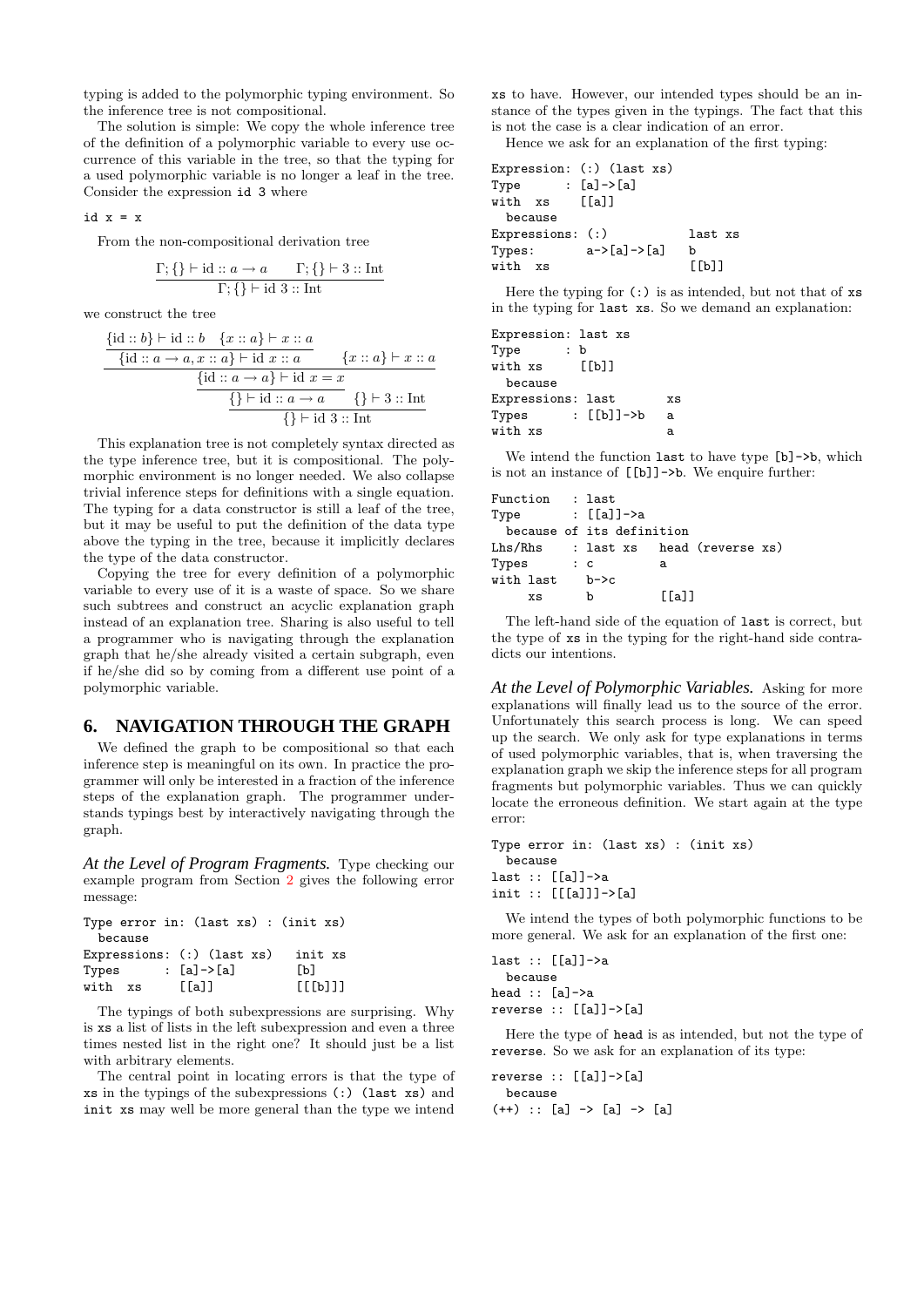typing is added to the polymorphic typing environment. So the inference tree is not compositional.

The solution is simple: We copy the whole inference tree of the definition of a polymorphic variable to every use occurrence of this variable in the tree, so that the typing for a used polymorphic variable is no longer a leaf in the tree. Consider the expression `id 3` where

```
id x = x
```

From the non-compositional derivation tree

$$\frac{\Gamma;\{\} \vdash \text{id} :: a \to a \qquad \Gamma;\{\} \vdash 3 :: \text{Int}}{\Gamma;\{\} \vdash \text{id } 3 :: \text{Int}}$$

we construct the tree

$$\cfrac{\cfrac{\cfrac{\cfrac{\{\text{id} :: b\} \vdash \text{id} :: b \quad \{x :: a\} \vdash x :: a}{\{\text{id} :: a \to a, x :: a\} \vdash \text{id } x :: a} \qquad \{x :: a\} \vdash x :: a}{\{\text{id} :: a \to a\} \vdash \text{id } x = x}}{\{\} \vdash \text{id} :: a \to a} \qquad \{\} \vdash 3 :: \text{Int}}{\{\} \vdash \text{id } 3 :: \text{Int}}$$

This explanation tree is not completely syntax directed as the type inference tree, but it is compositional. The polymorphic environment is no longer needed. We also collapse trivial inference steps for definitions with a single equation. The typing for a data constructor is still a leaf of the tree, but it may be useful to put the definition of the data type above the typing in the tree, because it implicitly declares the type of the data constructor.

Copying the tree for every definition of a polymorphic variable to every use of it is a waste of space. So we share such subtrees and construct an acyclic explanation graph instead of an explanation tree. Sharing is also useful to tell a programmer who is navigating through the explanation graph that he/she already visited a certain subgraph, even if he/she did so by coming from a different use point of a polymorphic variable.

## 6. NAVIGATION THROUGH THE GRAPH

We defined the graph to be compositional so that each inference step is meaningful on its own. In practice the programmer will only be interested in a fraction of the inference steps of the explanation graph. The programmer understands typings best by interactively navigating through the graph.

***At the Level of Program Fragments.*** Type checking our example program from Section 2 gives the following error message:

```
Type error in: (last xs) : (init xs)
  because
Expressions: (:) (last xs)   init xs
Types      : [a]->[a]        [b]
with  xs     [[a]]           [[[b]]]
```

The typings of both subexpressions are surprising. Why is `xs` a list of lists in the left subexpression and even a three times nested list in the right one? It should just be a list with arbitrary elements.

The central point in locating errors is that the type of `xs` in the typings of the subexpressions `(:) (last xs)` and `init xs` may well be more general than the type we intend `xs` to have. However, our intended types should be an instance of the types given in the typings. The fact that this is not the case is a clear indication of an error.

Hence we ask for an explanation of the first typing:

```
Expression: (:) (last xs)
Type      : [a]->[a]
with  xs    [[a]]
  because
Expressions: (:)             last xs
Types:       a->[a]->[a]     b
with  xs                     [[b]]
```

Here the typing for `(:)` is as intended, but not that of `xs` in the typing for `last xs`. So we demand an explanation:

```
Expression: last xs
Type      : b
with xs     [[b]]
  because
Expressions: last        xs
Types      : [[b]]->b    a
with xs                  a
```

We intend the function `last` to have type `[b]->b`, which is not an instance of `[[b]]->b`. We enquire further:

```
Function   : last
Type       : [[a]]->a
  because of its definition
Lhs/Rhs    : last xs   head (reverse xs)
Types      : c         a
with last    b->c
     xs      b         [[a]]
```

The left-hand side of the equation of `last` is correct, but the type of `xs` in the typing for the right-hand side contradicts our intentions.

***At the Level of Polymorphic Variables.*** Asking for more explanations will finally lead us to the source of the error. Unfortunately this search process is long. We can speed up the search. We only ask for type explanations in terms of used polymorphic variables, that is, when traversing the explanation graph we skip the inference steps for all program fragments but polymorphic variables. Thus we can quickly locate the erroneous definition. We start again at the type error:

```
Type error in: (last xs) : (init xs)
  because
last :: [[a]]->a
init :: [[[a]]]->[a]
```

We intend the types of both polymorphic functions to be more general. We ask for an explanation of the first one:

```
last :: [[a]]->a
  because
head :: [a]->a
reverse :: [[a]]->[a]
```

Here the type of `head` is as intended, but not the type of `reverse`. So we ask for an explanation of its type:

```
reverse :: [[a]]->[a]
  because
(++) :: [a] -> [a] -> [a]
```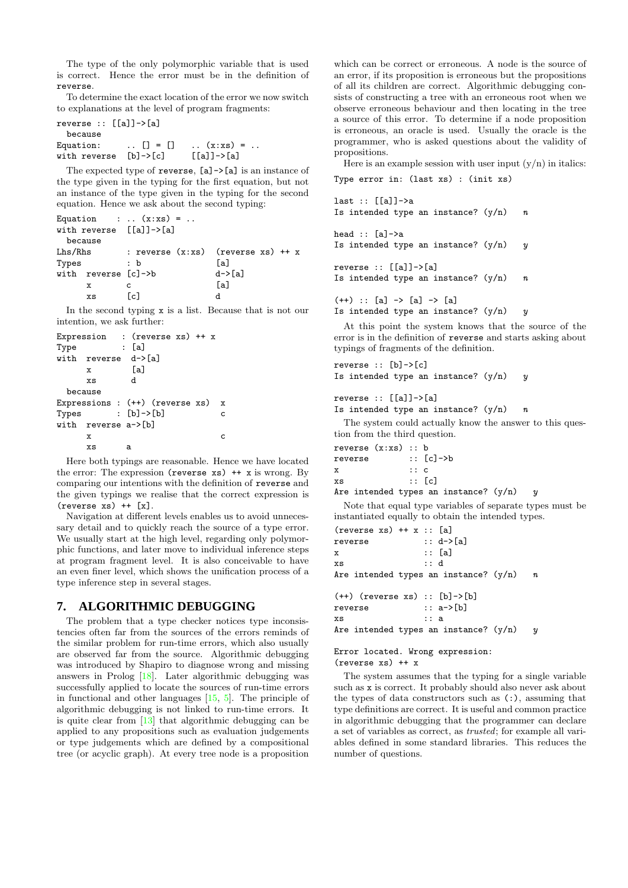The type of the only polymorphic variable that is used is correct. Hence the error must be in the definition of `reverse`.

To determine the exact location of the error we now switch to explanations at the level of program fragments:

```
reverse :: [[a]]->[a]
  because
Equation:      .. [] = []    .. (x:xs) = ..
with reverse  [b]->[c]      [[a]]->[a]
```

The expected type of `reverse`, `[a]->[a]` is an instance of the type given in the typing for the first equation, but not an instance of the type given in the typing for the second equation. Hence we ask about the second typing:

```
Equation    : .. (x:xs) = ..
with reverse  [[a]]->[a]
  because
Lhs/Rhs       : reverse (x:xs)  (reverse xs) ++ x
Types         : b               [a]
with  reverse [c]->b            d->[a]
      x       c                 [a]
      xs      [c]               d
```

In the second typing `x` is a list. Because that is not our intention, we ask further:

```
Expression   : (reverse xs) ++ x
Type         : [a]
with  reverse  d->[a]
      x        [a]
      xs       d
  because
Expressions : (++) (reverse xs)  x
Types       : [b]->[b]           c
with  reverse a->[b]
      x                          c
      xs      a
```

Here both typings are reasonable. Hence we have located the error: The expression `(reverse xs) ++ x` is wrong. By comparing our intentions with the definition of `reverse` and the given typings we realise that the correct expression is `(reverse xs) ++ [x]`.

Navigation at different levels enables us to avoid unnecessary detail and to quickly reach the source of a type error. We usually start at the high level, regarding only polymorphic functions, and later move to individual inference steps at program fragment level. It is also conceivable to have an even finer level, which shows the unification process of a type inference step in several stages.

## 7. ALGORITHMIC DEBUGGING

The problem that a type checker notices type inconsistencies often far from the sources of the errors reminds of the similar problem for run-time errors, which also usually are observed far from the source. Algorithmic debugging was introduced by Shapiro to diagnose wrong and missing answers in Prolog [18]. Later algorithmic debugging was successfully applied to locate the sources of run-time errors in functional and other languages [15, 5]. The principle of algorithmic debugging is not linked to run-time errors. It is quite clear from [13] that algorithmic debugging can be applied to any propositions such as evaluation judgements or type judgements which are defined by a compositional tree (or acyclic graph). At every tree node is a proposition which can be correct or erroneous. A node is the source of an error, if its proposition is erroneous but the propositions of all its children are correct. Algorithmic debugging consists of constructing a tree with an erroneous root when we observe erroneous behaviour and then locating in the tree a source of this error. To determine if a node proposition is erroneous, an oracle is used. Usually the oracle is the programmer, who is asked questions about the validity of propositions.

Here is an example session with user input (y/n) in italics:

```
Type error in: (last xs) : (init xs)

last :: [[a]]->a
Is intended type an instance? (y/n)    n

head :: [a]->a
Is intended type an instance? (y/n)    y

reverse :: [[a]]->[a]
Is intended type an instance? (y/n)    n

(++) :: [a] -> [a] -> [a]
Is intended type an instance? (y/n)    y
```

At this point the system knows that the source of the error is in the definition of `reverse` and starts asking about typings of fragments of the definition.

```
reverse :: [b]->[c]
Is intended type an instance? (y/n)    y

reverse :: [[a]]->[a]
Is intended type an instance? (y/n)    n
```

The system could actually know the answer to this question from the third question.

```
reverse (x:xs) :: b
reverse        :: [c]->b
x              :: c
xs             :: [c]
Are intended types an instance? (y/n)    y
```

Note that equal type variables of separate types must be instantiated equally to obtain the intended types.

```
(reverse xs) ++ x :: [a]
reverse           :: d->[a]
x                 :: [a]
xs                :: d
Are intended types an instance? (y/n)    n

(++) (reverse xs) :: [b]->[b]
reverse           :: a->[b]
xs                :: a
Are intended types an instance? (y/n)    y

Error located. Wrong expression:
(reverse xs) ++ x
```

The system assumes that the typing for a single variable such as `x` is correct. It probably should also never ask about the types of data constructors such as `(:)`, assuming that type definitions are correct. It is useful and common practice in algorithmic debugging that the programmer can declare a set of variables as correct, as *trusted*; for example all variables defined in some standard libraries. This reduces the number of questions.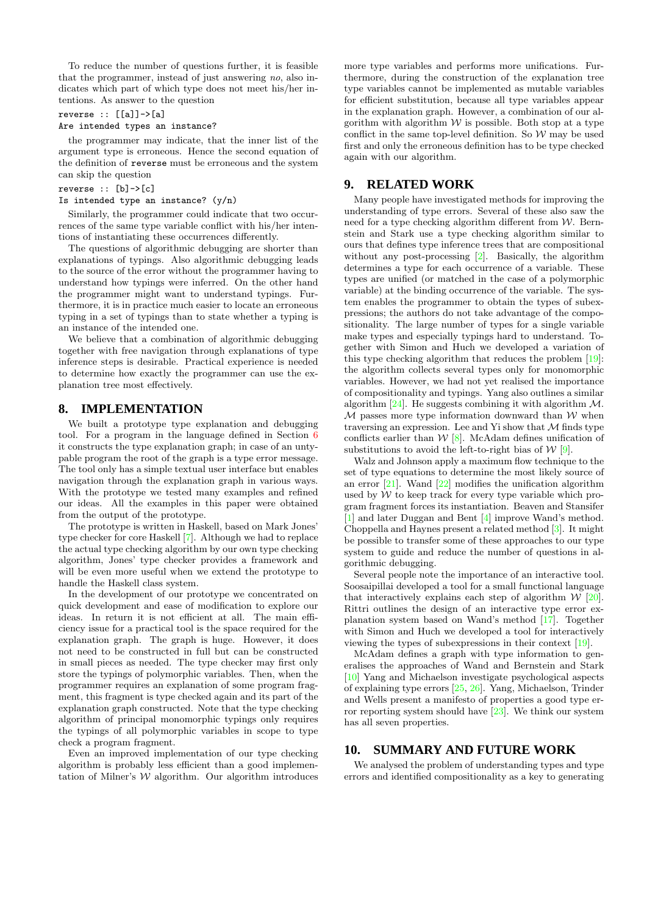To reduce the number of questions further, it is feasible that the programmer, instead of just answering *no*, also indicates which part of which type does not meet his/her intentions. As answer to the question

```
reverse :: [[a]]->[a]
Are intended types an instance?
```

the programmer may indicate, that the inner list of the argument type is erroneous. Hence the second equation of the definition of `reverse` must be erroneous and the system can skip the question

```
reverse :: [b]->[c]
Is intended type an instance? (y/n)
```

Similarly, the programmer could indicate that two occurrences of the same type variable conflict with his/her intentions of instantiating these occurrences differently.

The questions of algorithmic debugging are shorter than explanations of typings. Also algorithmic debugging leads to the source of the error without the programmer having to understand how typings were inferred. On the other hand the programmer might want to understand typings. Furthermore, it is in practice much easier to locate an erroneous typing in a set of typings than to state whether a typing is an instance of the intended one.

We believe that a combination of algorithmic debugging together with free navigation through explanations of type inference steps is desirable. Practical experience is needed to determine how exactly the programmer can use the explanation tree most effectively.

## 8. IMPLEMENTATION

We built a prototype type explanation and debugging tool. For a program in the language defined in Section 6 it constructs the type explanation graph; in case of an untypable program the root of the graph is a type error message. The tool only has a simple textual user interface but enables navigation through the explanation graph in various ways. With the prototype we tested many examples and refined our ideas. All the examples in this paper were obtained from the output of the prototype.

The prototype is written in Haskell, based on Mark Jones' type checker for core Haskell [7]. Although we had to replace the actual type checking algorithm by our own type checking algorithm, Jones' type checker provides a framework and will be even more useful when we extend the prototype to handle the Haskell class system.

In the development of our prototype we concentrated on quick development and ease of modification to explore our ideas. In return it is not efficient at all. The main efficiency issue for a practical tool is the space required for the explanation graph. The graph is huge. However, it does not need to be constructed in full but can be constructed in small pieces as needed. The type checker may first only store the typings of polymorphic variables. Then, when the programmer requires an explanation of some program fragment, this fragment is type checked again and its part of the explanation graph constructed. Note that the type checking algorithm of principal monomorphic typings only requires the typings of all polymorphic variables in scope to type check a program fragment.

Even an improved implementation of our type checking algorithm is probably less efficient than a good implementation of Milner's $\mathcal{W}$ algorithm. Our algorithm introduces more type variables and performs more unifications. Furthermore, during the construction of the explanation tree type variables cannot be implemented as mutable variables for efficient substitution, because all type variables appear in the explanation graph. However, a combination of our algorithm with algorithm $\mathcal{W}$ is possible. Both stop at a type conflict in the same top-level definition. So $\mathcal{W}$ may be used first and only the erroneous definition has to be type checked again with our algorithm.

## 9. RELATED WORK

Many people have investigated methods for improving the understanding of type errors. Several of these also saw the need for a type checking algorithm different from $\mathcal{W}$. Bernstein and Stark use a type checking algorithm similar to ours that defines type inference trees that are compositional without any post-processing [2]. Basically, the algorithm determines a type for each occurrence of a variable. These types are unified (or matched in the case of a polymorphic variable) at the binding occurrence of the variable. The system enables the programmer to obtain the types of subexpressions; the authors do not take advantage of the compositionality. The large number of types for a single variable make types and especially typings hard to understand. Together with Simon and Huch we developed a variation of this type checking algorithm that reduces the problem [19]: the algorithm collects several types only for monomorphic variables. However, we had not yet realised the importance of compositionality and typings. Yang also outlines a similar algorithm [24]. He suggests combining it with algorithm $\mathcal{M}$. $\mathcal{M}$ passes more type information downward than $\mathcal{W}$ when traversing an expression. Lee and Yi show that $\mathcal{M}$ finds type conflicts earlier than $\mathcal{W}$ [8]. McAdam defines unification of substitutions to avoid the left-to-right bias of $\mathcal{W}$ [9].

Walz and Johnson apply a maximum flow technique to the set of type equations to determine the most likely source of an error [21]. Wand [22] modifies the unification algorithm used by $\mathcal{W}$ to keep track for every type variable which program fragment forces its instantiation. Beaven and Stansifer [1] and later Duggan and Bent [4] improve Wand's method. Choppella and Haynes present a related method [3]. It might be possible to transfer some of these approaches to our type system to guide and reduce the number of questions in algorithmic debugging.

Several people note the importance of an interactive tool. Soosaipillai developed a tool for a small functional language that interactively explains each step of algorithm $\mathcal{W}$ [20]. Rittri outlines the design of an interactive type error explanation system based on Wand's method [17]. Together with Simon and Huch we developed a tool for interactively viewing the types of subexpressions in their context [19].

McAdam defines a graph with type information to generalises the approaches of Wand and Bernstein and Stark [10] Yang and Michaelson investigate psychological aspects of explaining type errors [25, 26]. Yang, Michaelson, Trinder and Wells present a manifesto of properties a good type error reporting system should have [23]. We think our system has all seven properties.

## 10. SUMMARY AND FUTURE WORK

We analysed the problem of understanding types and type errors and identified compositionality as a key to generating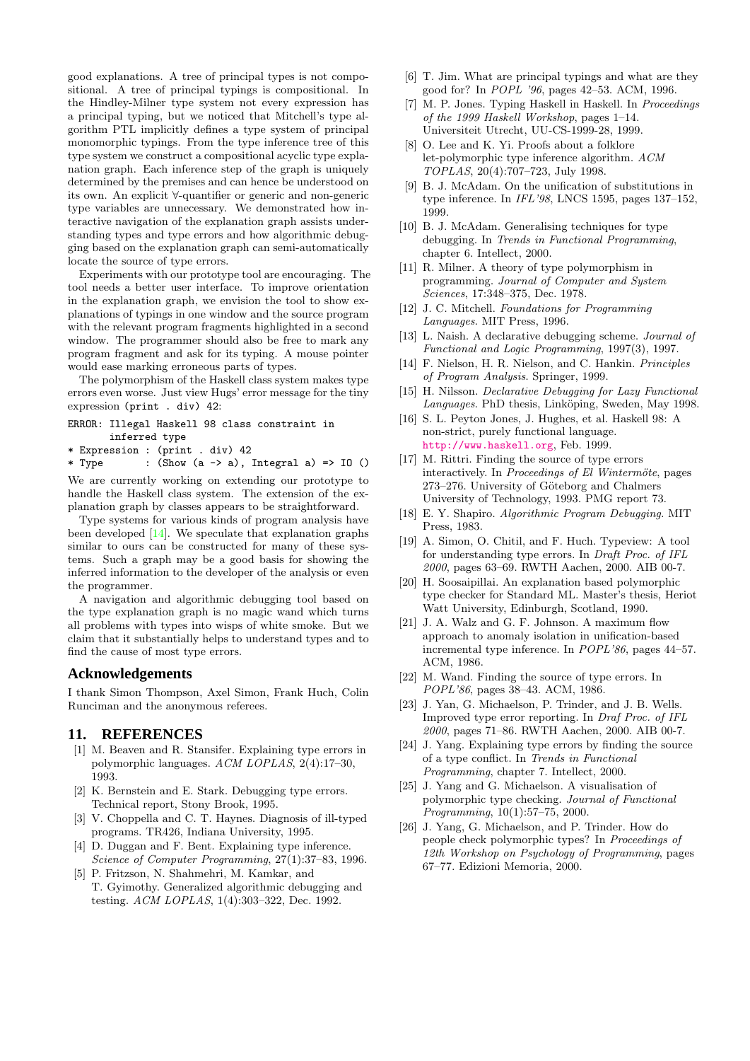good explanations. A tree of principal types is not compositional. A tree of principal typings is compositional. In the Hindley-Milner type system not every expression has a principal typing, but we noticed that Mitchell's type algorithm PTL implicitly defines a type system of principal monomorphic typings. From the type inference tree of this type system we construct a compositional acyclic type explanation graph. Each inference step of the graph is uniquely determined by the premises and can hence be understood on its own. An explicit ∀-quantifier or generic and non-generic type variables are unnecessary. We demonstrated how interactive navigation of the explanation graph assists understanding types and type errors and how algorithmic debugging based on the explanation graph can semi-automatically locate the source of type errors.

Experiments with our prototype tool are encouraging. The tool needs a better user interface. To improve orientation in the explanation graph, we envision the tool to show explanations of typings in one window and the source program with the relevant program fragments highlighted in a second window. The programmer should also be free to mark any program fragment and ask for its typing. A mouse pointer would ease marking erroneous parts of types.

The polymorphism of the Haskell class system makes type errors even worse. Just view Hugs' error message for the tiny expression `(print . div) 42`:

```
ERROR: Illegal Haskell 98 class constraint in
       inferred type
* Expression : (print . div) 42
* Type       : (Show (a -> a), Integral a) => IO ()
```

We are currently working on extending our prototype to handle the Haskell class system. The extension of the explanation graph by classes appears to be straightforward.

Type systems for various kinds of program analysis have been developed [14]. We speculate that explanation graphs similar to ours can be constructed for many of these systems. Such a graph may be a good basis for showing the inferred information to the developer of the analysis or even the programmer.

A navigation and algorithmic debugging tool based on the type explanation graph is no magic wand which turns all problems with types into wisps of white smoke. But we claim that it substantially helps to understand types and to find the cause of most type errors.

## Acknowledgements

I thank Simon Thompson, Axel Simon, Frank Huch, Colin Runciman and the anonymous referees.

## 11. REFERENCES

[1] M. Beaven and R. Stansifer. Explaining type errors in polymorphic languages. *ACM LOPLAS*, 2(4):17–30, 1993.

[2] K. Bernstein and E. Stark. Debugging type errors. Technical report, Stony Brook, 1995.

[3] V. Choppella and C. T. Haynes. Diagnosis of ill-typed programs. TR426, Indiana University, 1995.

[4] D. Duggan and F. Bent. Explaining type inference. *Science of Computer Programming*, 27(1):37–83, 1996.

[5] P. Fritzson, N. Shahmehri, M. Kamkar, and T. Gyimothy. Generalized algorithmic debugging and testing. *ACM LOPLAS*, 1(4):303–322, Dec. 1992.

[6] T. Jim. What are principal typings and what are they good for? In *POPL '96*, pages 42–53. ACM, 1996.

[7] M. P. Jones. Typing Haskell in Haskell. In *Proceedings of the 1999 Haskell Workshop*, pages 1–14. Universiteit Utrecht, UU-CS-1999-28, 1999.

[8] O. Lee and K. Yi. Proofs about a folklore let-polymorphic type inference algorithm. *ACM TOPLAS*, 20(4):707–723, July 1998.

[9] B. J. McAdam. On the unification of substitutions in type inference. In *IFL'98*, LNCS 1595, pages 137–152, 1999.

[10] B. J. McAdam. Generalising techniques for type debugging. In *Trends in Functional Programming*, chapter 6. Intellect, 2000.

[11] R. Milner. A theory of type polymorphism in programming. *Journal of Computer and System Sciences*, 17:348–375, Dec. 1978.

[12] J. C. Mitchell. *Foundations for Programming Languages*. MIT Press, 1996.

[13] L. Naish. A declarative debugging scheme. *Journal of Functional and Logic Programming*, 1997(3), 1997.

[14] F. Nielson, H. R. Nielson, and C. Hankin. *Principles of Program Analysis*. Springer, 1999.

[15] H. Nilsson. *Declarative Debugging for Lazy Functional Languages*. PhD thesis, Linköping, Sweden, May 1998.

[16] S. L. Peyton Jones, J. Hughes, et al. Haskell 98: A non-strict, purely functional language. http://www.haskell.org, Feb. 1999.

[17] M. Rittri. Finding the source of type errors interactively. In *Proceedings of El Wintermöte*, pages 273–276. University of Göteborg and Chalmers University of Technology, 1993. PMG report 73.

[18] E. Y. Shapiro. *Algorithmic Program Debugging*. MIT Press, 1983.

[19] A. Simon, O. Chitil, and F. Huch. Typeview: A tool for understanding type errors. In *Draft Proc. of IFL 2000*, pages 63–69. RWTH Aachen, 2000. AIB 00-7.

[20] H. Soosaipillai. An explanation based polymorphic type checker for Standard ML. Master's thesis, Heriot Watt University, Edinburgh, Scotland, 1990.

[21] J. A. Walz and G. F. Johnson. A maximum flow approach to anomaly isolation in unification-based incremental type inference. In *POPL'86*, pages 44–57. ACM, 1986.

[22] M. Wand. Finding the source of type errors. In *POPL'86*, pages 38–43. ACM, 1986.

[23] J. Yan, G. Michaelson, P. Trinder, and J. B. Wells. Improved type error reporting. In *Draf Proc. of IFL 2000*, pages 71–86. RWTH Aachen, 2000. AIB 00-7.

[24] J. Yang. Explaining type errors by finding the source of a type conflict. In *Trends in Functional Programming*, chapter 7. Intellect, 2000.

[25] J. Yang and G. Michaelson. A visualisation of polymorphic type checking. *Journal of Functional Programming*, 10(1):57–75, 2000.

[26] J. Yang, G. Michaelson, and P. Trinder. How do people check polymorphic types? In *Proceedings of 12th Workshop on Psychology of Programming*, pages 67–77. Edizioni Memoria, 2000.